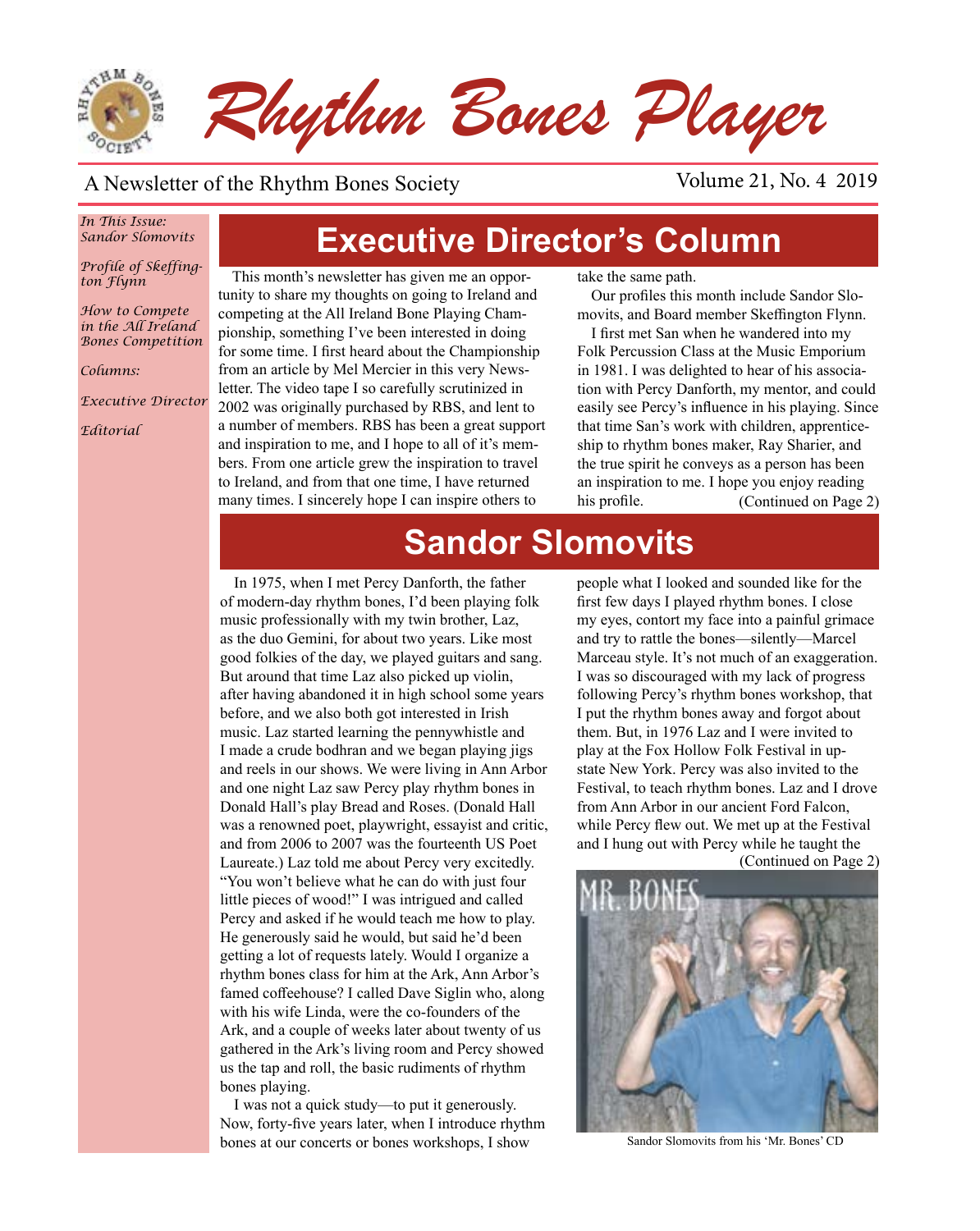# Rhythm Bones Player

A Newsletter of the Rhythm Bones Society

Volume 21, No. 4 2019

*In This Issue:*
*Sandor Slomovits*

*Profile of Skeffington Flynn*

*How to Compete in the All Ireland Bones Competition*

*Columns:*

*Executive Director*

*Editorial*

## Executive Director's Column

This month's newsletter has given me an opportunity to share my thoughts on going to Ireland and competing at the All Ireland Bone Playing Championship, something I've been interested in doing for some time. I first heard about the Championship from an article by Mel Mercier in this very Newsletter. The video tape I so carefully scrutinized in 2002 was originally purchased by RBS, and lent to a number of members. RBS has been a great support and inspiration to me, and I hope to all of it's members. From one article grew the inspiration to travel to Ireland, and from that one time, I have returned many times. I sincerely hope I can inspire others to take the same path.

Our profiles this month include Sandor Slomovits, and Board member Skeffington Flynn.

I first met San when he wandered into my Folk Percussion Class at the Music Emporium in 1981. I was delighted to hear of his association with Percy Danforth, my mentor, and could easily see Percy's influence in his playing. Since that time San's work with children, apprenticeship to rhythm bones maker, Ray Sharier, and the true spirit he conveys as a person has been an inspiration to me. I hope you enjoy reading his profile. (Continued on Page 2)

## Sandor Slomovits

In 1975, when I met Percy Danforth, the father of modern-day rhythm bones, I'd been playing folk music professionally with my twin brother, Laz, as the duo Gemini, for about two years. Like most good folkies of the day, we played guitars and sang. But around that time Laz also picked up violin, after having abandoned it in high school some years before, and we also both got interested in Irish music. Laz started learning the pennywhistle and I made a crude bodhran and we began playing jigs and reels in our shows. We were living in Ann Arbor and one night Laz saw Percy play rhythm bones in Donald Hall's play Bread and Roses. (Donald Hall was a renowned poet, playwright, essayist and critic, and from 2006 to 2007 was the fourteenth US Poet Laureate.) Laz told me about Percy very excitedly. "You won't believe what he can do with just four little pieces of wood!" I was intrigued and called Percy and asked if he would teach me how to play. He generously said he would, but said he'd been getting a lot of requests lately. Would I organize a rhythm bones class for him at the Ark, Ann Arbor's famed coffeehouse? I called Dave Siglin who, along with his wife Linda, were the co-founders of the Ark, and a couple of weeks later about twenty of us gathered in the Ark's living room and Percy showed us the tap and roll, the basic rudiments of rhythm bones playing.

I was not a quick study—to put it generously. Now, forty-five years later, when I introduce rhythm bones at our concerts or bones workshops, I show people what I looked and sounded like for the first few days I played rhythm bones. I close my eyes, contort my face into a painful grimace and try to rattle the bones—silently—Marcel Marceau style. It's not much of an exaggeration. I was so discouraged with my lack of progress following Percy's rhythm bones workshop, that I put the rhythm bones away and forgot about them. But, in 1976 Laz and I were invited to play at the Fox Hollow Folk Festival in upstate New York. Percy was also invited to the Festival, to teach rhythm bones. Laz and I drove from Ann Arbor in our ancient Ford Falcon, while Percy flew out. We met up at the Festival and I hung out with Percy while he taught the (Continued on Page 2)

Sandor Slomovits from his 'Mr. Bones' CD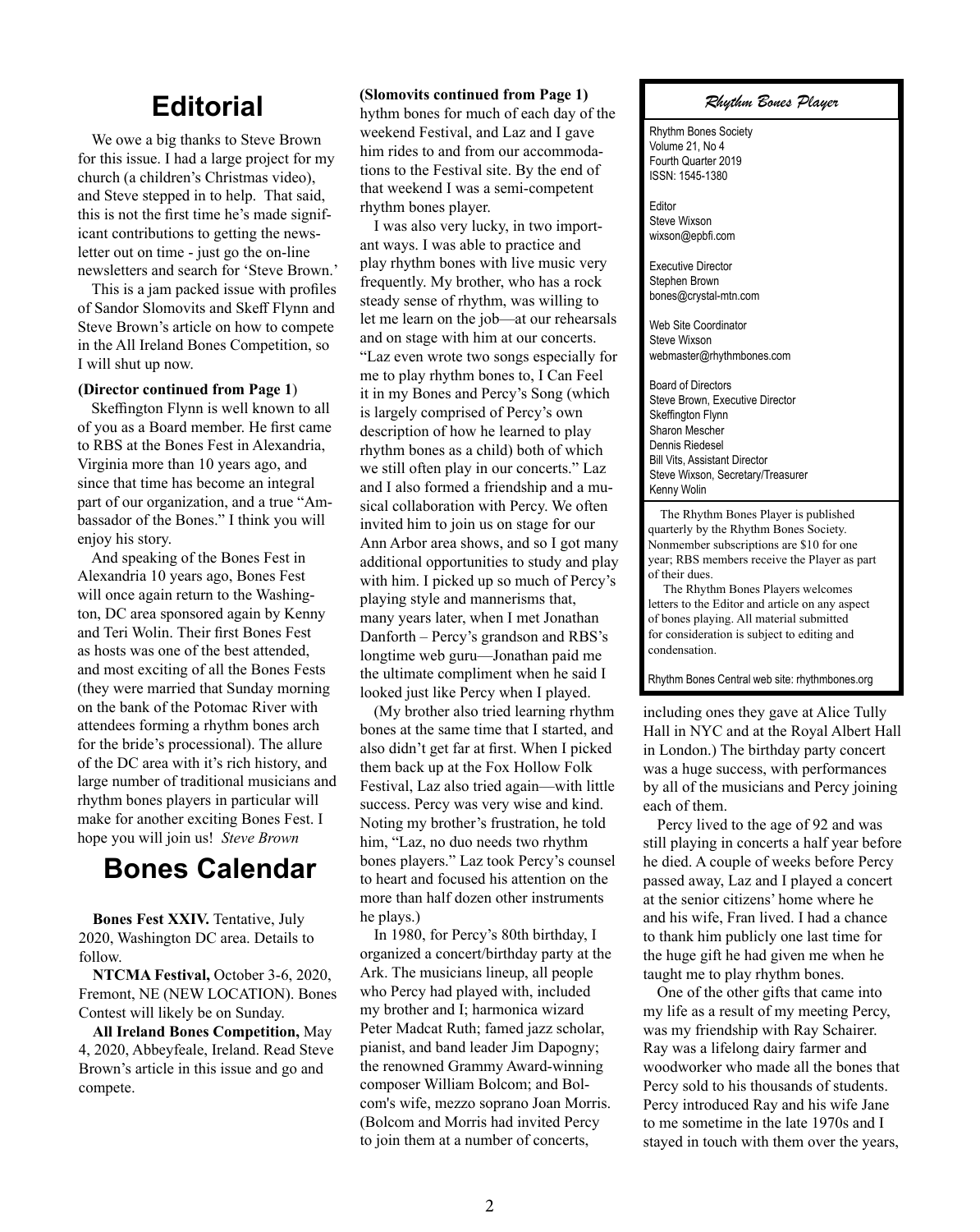# Editorial

We owe a big thanks to Steve Brown for this issue. I had a large project for my church (a children's Christmas video), and Steve stepped in to help. That said, this is not the first time he's made significant contributions to getting the newsletter out on time - just go the on-line newsletters and search for 'Steve Brown.'

This is a jam packed issue with profiles of Sandor Slomovits and Skeff Flynn and Steve Brown's article on how to compete in the All Ireland Bones Competition, so I will shut up now.

**(Director continued from Page 1**)

Skeffington Flynn is well known to all of you as a Board member. He first came to RBS at the Bones Fest in Alexandria, Virginia more than 10 years ago, and since that time has become an integral part of our organization, and a true "Ambassador of the Bones." I think you will enjoy his story.

And speaking of the Bones Fest in Alexandria 10 years ago, Bones Fest will once again return to the Washington, DC area sponsored again by Kenny and Teri Wolin. Their first Bones Fest as hosts was one of the best attended, and most exciting of all the Bones Fests (they were married that Sunday morning on the bank of the Potomac River with attendees forming a rhythm bones arch for the bride's processional). The allure of the DC area with it's rich history, and large number of traditional musicians and rhythm bones players in particular will make for another exciting Bones Fest. I hope you will join us! *Steve Brown*

# Bones Calendar

**Bones Fest XXIV.** Tentative, July 2020, Washington DC area. Details to follow.

**NTCMA Festival,** October 3-6, 2020, Fremont, NE (NEW LOCATION). Bones Contest will likely be on Sunday.

**All Ireland Bones Competition,** May 4, 2020, Abbeyfeale, Ireland. Read Steve Brown's article in this issue and go and compete.

**(Slomovits continued from Page 1)**
hythm bones for much of each day of the weekend Festival, and Laz and I gave him rides to and from our accommodations to the Festival site. By the end of that weekend I was a semi-competent rhythm bones player.

I was also very lucky, in two important ways. I was able to practice and play rhythm bones with live music very frequently. My brother, who has a rock steady sense of rhythm, was willing to let me learn on the job—at our rehearsals and on stage with him at our concerts. "Laz even wrote two songs especially for me to play rhythm bones to, I Can Feel it in my Bones and Percy's Song (which is largely comprised of Percy's own description of how he learned to play rhythm bones as a child) both of which we still often play in our concerts." Laz and I also formed a friendship and a musical collaboration with Percy. We often invited him to join us on stage for our Ann Arbor area shows, and so I got many additional opportunities to study and play with him. I picked up so much of Percy's playing style and mannerisms that, many years later, when I met Jonathan Danforth – Percy's grandson and RBS's longtime web guru—Jonathan paid me the ultimate compliment when he said I looked just like Percy when I played.

(My brother also tried learning rhythm bones at the same time that I started, and also didn't get far at first. When I picked them back up at the Fox Hollow Folk Festival, Laz also tried again—with little success. Percy was very wise and kind. Noting my brother's frustration, he told him, "Laz, no duo needs two rhythm bones players." Laz took Percy's counsel to heart and focused his attention on the more than half dozen other instruments he plays.)

In 1980, for Percy's 80th birthday, I organized a concert/birthday party at the Ark. The musicians lineup, all people who Percy had played with, included my brother and I; harmonica wizard Peter Madcat Ruth; famed jazz scholar, pianist, and band leader Jim Dapogny; the renowned Grammy Award-winning composer William Bolcom; and Bolcom's wife, mezzo soprano Joan Morris. (Bolcom and Morris had invited Percy to join them at a number of concerts, including ones they gave at Alice Tully Hall in NYC and at the Royal Albert Hall in London.) The birthday party concert was a huge success, with performances by all of the musicians and Percy joining each of them.

Percy lived to the age of 92 and was still playing in concerts a half year before he died. A couple of weeks before Percy passed away, Laz and I played a concert at the senior citizens' home where he and his wife, Fran lived. I had a chance to thank him publicly one last time for the huge gift he had given me when he taught me to play rhythm bones.

One of the other gifts that came into my life as a result of my meeting Percy, was my friendship with Ray Schairer. Ray was a lifelong dairy farmer and woodworker who made all the bones that Percy sold to his thousands of students. Percy introduced Ray and his wife Jane to me sometime in the late 1970s and I stayed in touch with them over the years,

---

*Rhythm Bones Player*

Rhythm Bones Society
Volume 21, No 4
Fourth Quarter 2019
ISSN: 1545-1380

Editor
Steve Wixson
wixson@epbfi.com

Executive Director
Stephen Brown
bones@crystal-mtn.com

Web Site Coordinator
Steve Wixson
webmaster@rhythmbones.com

Board of Directors
Steve Brown, Executive Director
Skeffington Flynn
Sharon Mescher
Dennis Riedesel
Bill Vits, Assistant Director
Steve Wixson, Secretary/Treasurer
Kenny Wolin

The Rhythm Bones Player is published quarterly by the Rhythm Bones Society. Nonmember subscriptions are $10 for one year; RBS members receive the Player as part of their dues.

The Rhythm Bones Players welcomes letters to the Editor and article on any aspect of bones playing. All material submitted for consideration is subject to editing and condensation.

Rhythm Bones Central web site: rhythmbones.org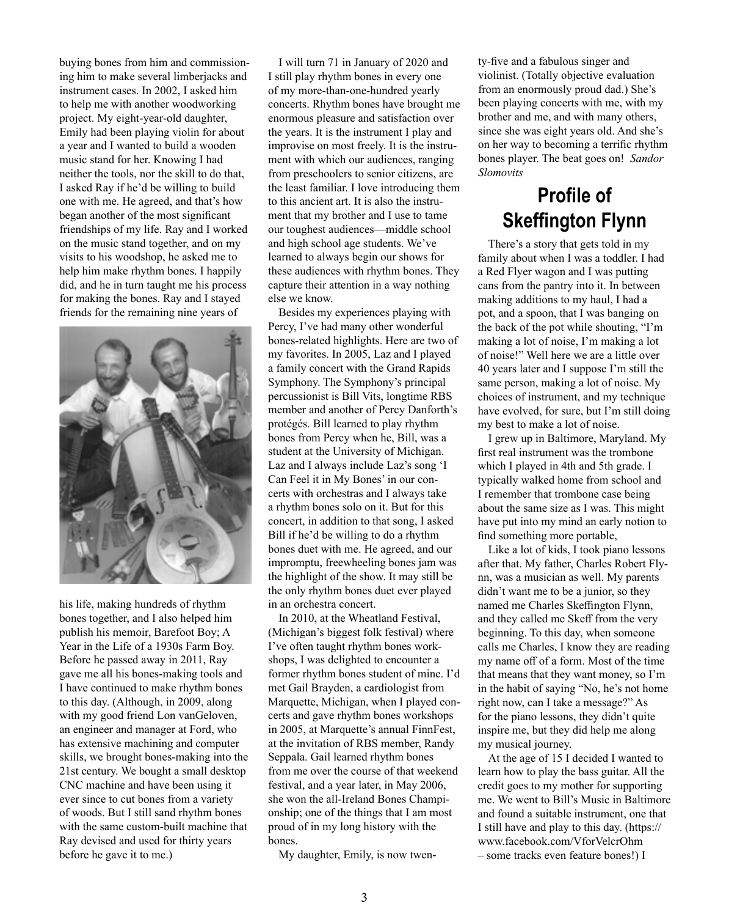buying bones from him and commissioning him to make several limberjacks and instrument cases. In 2002, I asked him to help me with another woodworking project. My eight-year-old daughter, Emily had been playing violin for about a year and I wanted to build a wooden music stand for her. Knowing I had neither the tools, nor the skill to do that, I asked Ray if he'd be willing to build one with me. He agreed, and that's how began another of the most significant friendships of my life. Ray and I worked on the music stand together, and on my visits to his woodshop, he asked me to help him make rhythm bones. I happily did, and he in turn taught me his process for making the bones. Ray and I stayed friends for the remaining nine years of his life, making hundreds of rhythm bones together, and I also helped him publish his memoir, Barefoot Boy; A Year in the Life of a 1930s Farm Boy. Before he passed away in 2011, Ray gave me all his bones-making tools and I have continued to make rhythm bones to this day. (Although, in 2009, along with my good friend Lon vanGeloven, an engineer and manager at Ford, who has extensive machining and computer skills, we brought bones-making into the 21st century. We bought a small desktop CNC machine and have been using it ever since to cut bones from a variety of woods. But I still sand rhythm bones with the same custom-built machine that Ray devised and used for thirty years before he gave it to me.)

I will turn 71 in January of 2020 and I still play rhythm bones in every one of my more-than-one-hundred yearly concerts. Rhythm bones have brought me enormous pleasure and satisfaction over the years. It is the instrument I play and improvise on most freely. It is the instrument with which our audiences, ranging from preschoolers to senior citizens, are the least familiar. I love introducing them to this ancient art. It is also the instrument that my brother and I use to tame our toughest audiences—middle school and high school age students. We've learned to always begin our shows for these audiences with rhythm bones. They capture their attention in a way nothing else we know.

Besides my experiences playing with Percy, I've had many other wonderful bones-related highlights. Here are two of my favorites. In 2005, Laz and I played a family concert with the Grand Rapids Symphony. The Symphony's principal percussionist is Bill Vits, longtime RBS member and another of Percy Danforth's protégés. Bill learned to play rhythm bones from Percy when he, Bill, was a student at the University of Michigan. Laz and I always include Laz's song 'I Can Feel it in My Bones' in our concerts with orchestras and I always take a rhythm bones solo on it. But for this concert, in addition to that song, I asked Bill if he'd be willing to do a rhythm bones duet with me. He agreed, and our impromptu, freewheeling bones jam was the highlight of the show. It may still be the only rhythm bones duet ever played in an orchestra concert.

In 2010, at the Wheatland Festival, (Michigan's biggest folk festival) where I've often taught rhythm bones workshops, I was delighted to encounter a former rhythm bones student of mine. I'd met Gail Brayden, a cardiologist from Marquette, Michigan, when I played concerts and gave rhythm bones workshops in 2005, at Marquette's annual FinnFest, at the invitation of RBS member, Randy Seppala. Gail learned rhythm bones from me over the course of that weekend festival, and a year later, in May 2006, she won the all-Ireland Bones Championship; one of the things that I am most proud of in my long history with the bones.

My daughter, Emily, is now twenty-five and a fabulous singer and violinist. (Totally objective evaluation from an enormously proud dad.) She's been playing concerts with me, with my brother and me, and with many others, since she was eight years old. And she's on her way to becoming a terrific rhythm bones player. The beat goes on! *Sandor Slomovits*

## Profile of Skeffington Flynn

There's a story that gets told in my family about when I was a toddler. I had a Red Flyer wagon and I was putting cans from the pantry into it. In between making additions to my haul, I had a pot, and a spoon, that I was banging on the back of the pot while shouting, "I'm making a lot of noise, I'm making a lot of noise!" Well here we are a little over 40 years later and I suppose I'm still the same person, making a lot of noise. My choices of instrument, and my technique have evolved, for sure, but I'm still doing my best to make a lot of noise.

I grew up in Baltimore, Maryland. My first real instrument was the trombone which I played in 4th and 5th grade. I typically walked home from school and I remember that trombone case being about the same size as I was. This might have put into my mind an early notion to find something more portable,

Like a lot of kids, I took piano lessons after that. My father, Charles Robert Flynn, was a musician as well. My parents didn't want me to be a junior, so they named me Charles Skeffington Flynn, and they called me Skeff from the very beginning. To this day, when someone calls me Charles, I know they are reading my name off of a form. Most of the time that means that they want money, so I'm in the habit of saying "No, he's not home right now, can I take a message?" As for the piano lessons, they didn't quite inspire me, but they did help me along my musical journey.

At the age of 15 I decided I wanted to learn how to play the bass guitar. All the credit goes to my mother for supporting me. We went to Bill's Music in Baltimore and found a suitable instrument, one that I still have and play to this day. (https://www.facebook.com/VforVelcrOhm – some tracks even feature bones!) I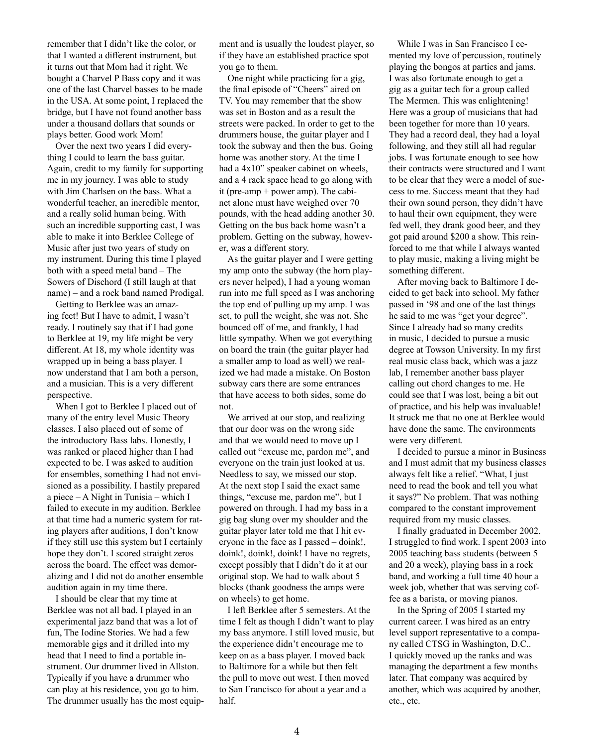remember that I didn't like the color, or that I wanted a different instrument, but it turns out that Mom had it right. We bought a Charvel P Bass copy and it was one of the last Charvel basses to be made in the USA. At some point, I replaced the bridge, but I have not found another bass under a thousand dollars that sounds or plays better. Good work Mom!

Over the next two years I did everything I could to learn the bass guitar. Again, credit to my family for supporting me in my journey. I was able to study with Jim Charlsen on the bass. What a wonderful teacher, an incredible mentor, and a really solid human being. With such an incredible supporting cast, I was able to make it into Berklee College of Music after just two years of study on my instrument. During this time I played both with a speed metal band – The Sowers of Dischord (I still laugh at that name) – and a rock band named Prodigal.

Getting to Berklee was an amazing feet! But I have to admit, I wasn't ready. I routinely say that if I had gone to Berklee at 19, my life might be very different. At 18, my whole identity was wrapped up in being a bass player. I now understand that I am both a person, and a musician. This is a very different perspective.

When I got to Berklee I placed out of many of the entry level Music Theory classes. I also placed out of some of the introductory Bass labs. Honestly, I was ranked or placed higher than I had expected to be. I was asked to audition for ensembles, something I had not envisioned as a possibility. I hastily prepared a piece – A Night in Tunisia – which I failed to execute in my audition. Berklee at that time had a numeric system for rating players after auditions, I don't know if they still use this system but I certainly hope they don't. I scored straight zeros across the board. The effect was demoralizing and I did not do another ensemble audition again in my time there.

I should be clear that my time at Berklee was not all bad. I played in an experimental jazz band that was a lot of fun, The Iodine Stories. We had a few memorable gigs and it drilled into my head that I need to find a portable instrument. Our drummer lived in Allston. Typically if you have a drummer who can play at his residence, you go to him. The drummer usually has the most equipment and is usually the loudest player, so if they have an established practice spot you go to them.

One night while practicing for a gig, the final episode of "Cheers" aired on TV. You may remember that the show was set in Boston and as a result the streets were packed. In order to get to the drummers house, the guitar player and I took the subway and then the bus. Going home was another story. At the time I had a 4x10" speaker cabinet on wheels, and a 4 rack space head to go along with it (pre-amp + power amp). The cabinet alone must have weighed over 70 pounds, with the head adding another 30. Getting on the bus back home wasn't a problem. Getting on the subway, however, was a different story.

As the guitar player and I were getting my amp onto the subway (the horn players never helped), I had a young woman run into me full speed as I was anchoring the top end of pulling up my amp. I was set, to pull the weight, she was not. She bounced off of me, and frankly, I had little sympathy. When we got everything on board the train (the guitar player had a smaller amp to load as well) we realized we had made a mistake. On Boston subway cars there are some entrances that have access to both sides, some do not.

We arrived at our stop, and realizing that our door was on the wrong side and that we would need to move up I called out "excuse me, pardon me", and everyone on the train just looked at us. Needless to say, we missed our stop. At the next stop I said the exact same things, "excuse me, pardon me", but I powered on through. I had my bass in a gig bag slung over my shoulder and the guitar player later told me that I hit everyone in the face as I passed – doink!, doink!, doink!, doink! I have no regrets, except possibly that I didn't do it at our original stop. We had to walk about 5 blocks (thank goodness the amps were on wheels) to get home.

I left Berklee after 5 semesters. At the time I felt as though I didn't want to play my bass anymore. I still loved music, but the experience didn't encourage me to keep on as a bass player. I moved back to Baltimore for a while but then felt the pull to move out west. I then moved to San Francisco for about a year and a half.

While I was in San Francisco I cemented my love of percussion, routinely playing the bongos at parties and jams. I was also fortunate enough to get a gig as a guitar tech for a group called The Mermen. This was enlightening! Here was a group of musicians that had been together for more than 10 years. They had a record deal, they had a loyal following, and they still all had regular jobs. I was fortunate enough to see how their contracts were structured and I want to be clear that they were a model of success to me. Success meant that they had their own sound person, they didn't have to haul their own equipment, they were fed well, they drank good beer, and they got paid around $200 a show. This reinforced to me that while I always wanted to play music, making a living might be something different.

After moving back to Baltimore I decided to get back into school. My father passed in '98 and one of the last things he said to me was "get your degree". Since I already had so many credits in music, I decided to pursue a music degree at Towson University. In my first real music class back, which was a jazz lab, I remember another bass player calling out chord changes to me. He could see that I was lost, being a bit out of practice, and his help was invaluable! It struck me that no one at Berklee would have done the same. The environments were very different.

I decided to pursue a minor in Business and I must admit that my business classes always felt like a relief. "What, I just need to read the book and tell you what it says?" No problem. That was nothing compared to the constant improvement required from my music classes.

I finally graduated in December 2002. I struggled to find work. I spent 2003 into 2005 teaching bass students (between 5 and 20 a week), playing bass in a rock band, and working a full time 40 hour a week job, whether that was serving coffee as a barista, or moving pianos.

In the Spring of 2005 I started my current career. I was hired as an entry level support representative to a company called CTSG in Washington, D.C.. I quickly moved up the ranks and was managing the department a few months later. That company was acquired by another, which was acquired by another, etc., etc.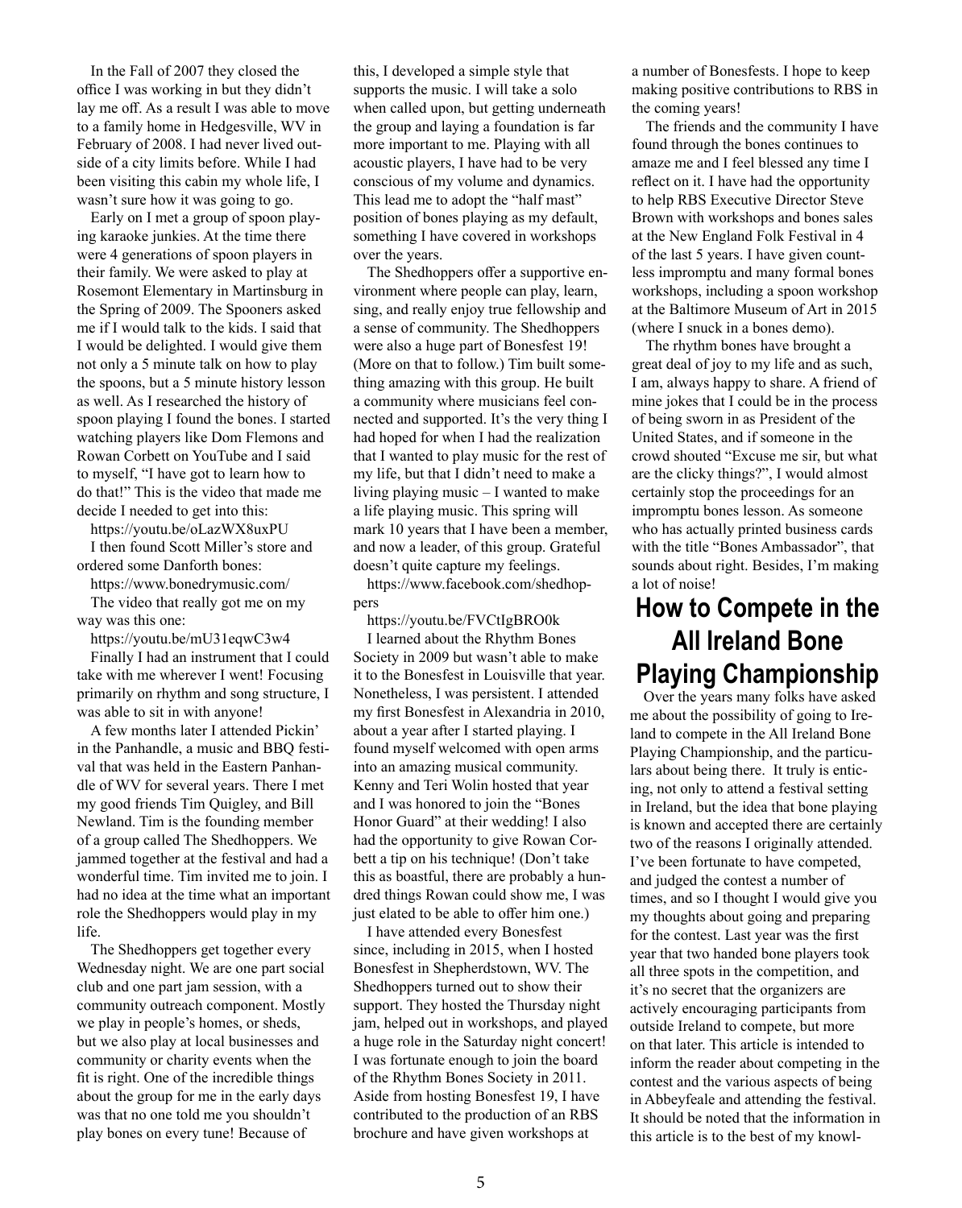In the Fall of 2007 they closed the office I was working in but they didn't lay me off. As a result I was able to move to a family home in Hedgesville, WV in February of 2008. I had never lived outside of a city limits before. While I had been visiting this cabin my whole life, I wasn't sure how it was going to go.

Early on I met a group of spoon playing karaoke junkies. At the time there were 4 generations of spoon players in their family. We were asked to play at Rosemont Elementary in Martinsburg in the Spring of 2009. The Spooners asked me if I would talk to the kids. I said that I would be delighted. I would give them not only a 5 minute talk on how to play the spoons, but a 5 minute history lesson as well. As I researched the history of spoon playing I found the bones. I started watching players like Dom Flemons and Rowan Corbett on YouTube and I said to myself, "I have got to learn how to do that!" This is the video that made me decide I needed to get into this:

https://youtu.be/oLazWX8uxPU

I then found Scott Miller's store and ordered some Danforth bones:

https://www.bonedrymusic.com/

The video that really got me on my way was this one:

https://youtu.be/mU31eqwC3w4

Finally I had an instrument that I could take with me wherever I went! Focusing primarily on rhythm and song structure, I was able to sit in with anyone!

A few months later I attended Pickin' in the Panhandle, a music and BBQ festival that was held in the Eastern Panhandle of WV for several years. There I met my good friends Tim Quigley, and Bill Newland. Tim is the founding member of a group called The Shedhoppers. We jammed together at the festival and had a wonderful time. Tim invited me to join. I had no idea at the time what an important role the Shedhoppers would play in my life.

The Shedhoppers get together every Wednesday night. We are one part social club and one part jam session, with a community outreach component. Mostly we play in people's homes, or sheds, but we also play at local businesses and community or charity events when the fit is right. One of the incredible things about the group for me in the early days was that no one told me you shouldn't play bones on every tune! Because of this, I developed a simple style that supports the music. I will take a solo when called upon, but getting underneath the group and laying a foundation is far more important to me. Playing with all acoustic players, I have had to be very conscious of my volume and dynamics. This lead me to adopt the "half mast" position of bones playing as my default, something I have covered in workshops over the years.

The Shedhoppers offer a supportive environment where people can play, learn, sing, and really enjoy true fellowship and a sense of community. The Shedhoppers were also a huge part of Bonesfest 19! (More on that to follow.) Tim built something amazing with this group. He built a community where musicians feel connected and supported. It's the very thing I had hoped for when I had the realization that I wanted to play music for the rest of my life, but that I didn't need to make a living playing music – I wanted to make a life playing music. This spring will mark 10 years that I have been a member, and now a leader, of this group. Grateful doesn't quite capture my feelings.

https://www.facebook.com/shedhoppers

https://youtu.be/FVCtIgBRO0k

I learned about the Rhythm Bones Society in 2009 but wasn't able to make it to the Bonesfest in Louisville that year. Nonetheless, I was persistent. I attended my first Bonesfest in Alexandria in 2010, about a year after I started playing. I found myself welcomed with open arms into an amazing musical community. Kenny and Teri Wolin hosted that year and I was honored to join the "Bones Honor Guard" at their wedding! I also had the opportunity to give Rowan Corbett a tip on his technique! (Don't take this as boastful, there are probably a hundred things Rowan could show me, I was just elated to be able to offer him one.)

I have attended every Bonesfest since, including in 2015, when I hosted Bonesfest in Shepherdstown, WV. The Shedhoppers turned out to show their support. They hosted the Thursday night jam, helped out in workshops, and played a huge role in the Saturday night concert! I was fortunate enough to join the board of the Rhythm Bones Society in 2011. Aside from hosting Bonesfest 19, I have contributed to the production of an RBS brochure and have given workshops at a number of Bonesfests. I hope to keep making positive contributions to RBS in the coming years!

The friends and the community I have found through the bones continues to amaze me and I feel blessed any time I reflect on it. I have had the opportunity to help RBS Executive Director Steve Brown with workshops and bones sales at the New England Folk Festival in 4 of the last 5 years. I have given countless impromptu and many formal bones workshops, including a spoon workshop at the Baltimore Museum of Art in 2015 (where I snuck in a bones demo).

The rhythm bones have brought a great deal of joy to my life and as such, I am, always happy to share. A friend of mine jokes that I could be in the process of being sworn in as President of the United States, and if someone in the crowd shouted "Excuse me sir, but what are the clicky things?", I would almost certainly stop the proceedings for an impromptu bones lesson. As someone who has actually printed business cards with the title "Bones Ambassador", that sounds about right. Besides, I'm making a lot of noise!

# How to Compete in the All Ireland Bone Playing Championship

Over the years many folks have asked me about the possibility of going to Ireland to compete in the All Ireland Bone Playing Championship, and the particulars about being there. It truly is enticing, not only to attend a festival setting in Ireland, but the idea that bone playing is known and accepted there are certainly two of the reasons I originally attended. I've been fortunate to have competed, and judged the contest a number of times, and so I thought I would give you my thoughts about going and preparing for the contest. Last year was the first year that two handed bone players took all three spots in the competition, and it's no secret that the organizers are actively encouraging participants from outside Ireland to compete, but more on that later. This article is intended to inform the reader about competing in the contest and the various aspects of being in Abbeyfeale and attending the festival. It should be noted that the information in this article is to the best of my knowl-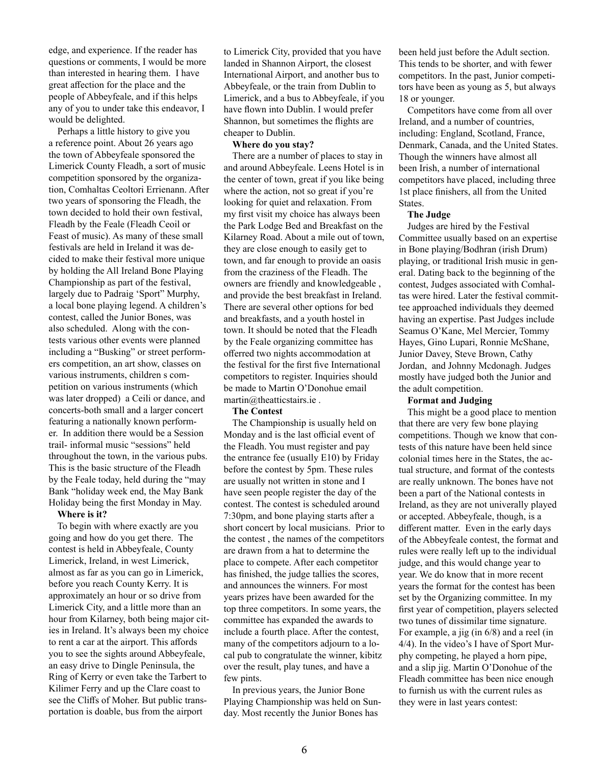edge, and experience. If the reader has questions or comments, I would be more than interested in hearing them. I have great affection for the place and the people of Abbeyfeale, and if this helps any of you to under take this endeavor, I would be delighted.

Perhaps a little history to give you a reference point. About 26 years ago the town of Abbeyfeale sponsored the Limerick County Fleadh, a sort of music competition sponsored by the organization, Comhaltas Ceoltori Errienann. After two years of sponsoring the Fleadh, the town decided to hold their own festival, Fleadh by the Feale (Fleadh Ceoil or Feast of music). As many of these small festivals are held in Ireland it was decided to make their festival more unique by holding the All Ireland Bone Playing Championship as part of the festival, largely due to Padraig 'Sport" Murphy, a local bone playing legend. A children's contest, called the Junior Bones, was also scheduled. Along with the contests various other events were planned including a "Busking" or street performers competition, an art show, classes on various instruments, children s competition on various instruments (which was later dropped) a Ceili or dance, and concerts-both small and a larger concert featuring a nationally known performer. In addition there would be a Session trail- informal music "sessions" held throughout the town, in the various pubs. This is the basic structure of the Fleadh by the Feale today, held during the "may Bank "holiday week end, the May Bank Holiday being the first Monday in May.

**Where is it?**

To begin with where exactly are you going and how do you get there. The contest is held in Abbeyfeale, County Limerick, Ireland, in west Limerick, almost as far as you can go in Limerick, before you reach County Kerry. It is approximately an hour or so drive from Limerick City, and a little more than an hour from Kilarney, both being major cities in Ireland. It's always been my choice to rent a car at the airport. This affords you to see the sights around Abbeyfeale, an easy drive to Dingle Peninsula, the Ring of Kerry or even take the Tarbert to Kilimer Ferry and up the Clare coast to see the Cliffs of Moher. But public transportation is doable, bus from the airport to Limerick City, provided that you have landed in Shannon Airport, the closest International Airport, and another bus to Abbeyfeale, or the train from Dublin to Limerick, and a bus to Abbeyfeale, if you have flown into Dublin. I would prefer Shannon, but sometimes the flights are cheaper to Dublin.

**Where do you stay?**

There are a number of places to stay in and around Abbeyfeale. Leens Hotel is in the center of town, great if you like being where the action, not so great if you're looking for quiet and relaxation. From my first visit my choice has always been the Park Lodge Bed and Breakfast on the Kilarney Road. About a mile out of town, they are close enough to easily get to town, and far enough to provide an oasis from the craziness of the Fleadh. The owners are friendly and knowledgeable , and provide the best breakfast in Ireland. There are several other options for bed and breakfasts, and a youth hostel in town. It should be noted that the Fleadh by the Feale organizing committee has offerred two nights accommodation at the festival for the first five International competitors to register. Inquiries should be made to Martin O'Donohue email martin@theatticstairs.ie .

**The Contest**

The Championship is usually held on Monday and is the last official event of the Fleadh. You must register and pay the entrance fee (usually E10) by Friday before the contest by 5pm. These rules are usually not written in stone and I have seen people register the day of the contest. The contest is scheduled around 7:30pm, and bone playing starts after a short concert by local musicians. Prior to the contest , the names of the competitors are drawn from a hat to determine the place to compete. After each competitor has finished, the judge tallies the scores, and announces the winners. For most years prizes have been awarded for the top three competitors. In some years, the committee has expanded the awards to include a fourth place. After the contest, many of the competitors adjourn to a local pub to congratulate the winner, kibitz over the result, play tunes, and have a few pints.

In previous years, the Junior Bone Playing Championship was held on Sunday. Most recently the Junior Bones has been held just before the Adult section. This tends to be shorter, and with fewer competitors. In the past, Junior competitors have been as young as 5, but always 18 or younger.

Competitors have come from all over Ireland, and a number of countries, including: England, Scotland, France, Denmark, Canada, and the United States. Though the winners have almost all been Irish, a number of international competitors have placed, including three 1st place finishers, all from the United States.

**The Judge**

Judges are hired by the Festival Committee usually based on an expertise in Bone playing/Bodhran (irish Drum) playing, or traditional Irish music in general. Dating back to the beginning of the contest, Judges associated with Comhaltas were hired. Later the festival committee approached individuals they deemed having an expertise. Past Judges include Seamus O'Kane, Mel Mercier, Tommy Hayes, Gino Lupari, Ronnie McShane, Junior Davey, Steve Brown, Cathy Jordan, and Johnny Mcdonagh. Judges mostly have judged both the Junior and the adult competition.

**Format and Judging**

This might be a good place to mention that there are very few bone playing competitions. Though we know that contests of this nature have been held since colonial times here in the States, the actual structure, and format of the contests are really unknown. The bones have not been a part of the National contests in Ireland, as they are not univerally played or accepted. Abbeyfeale, though, is a different matter. Even in the early days of the Abbeyfeale contest, the format and rules were really left up to the individual judge, and this would change year to year. We do know that in more recent years the format for the contest has been set by the Organizing committee. In my first year of competition, players selected two tunes of dissimilar time signature. For example, a jig (in 6/8) and a reel (in 4/4). In the video's I have of Sport Murphy competing, he played a horn pipe, and a slip jig. Martin O'Donohue of the Fleadh committee has been nice enough to furnish us with the current rules as they were in last years contest: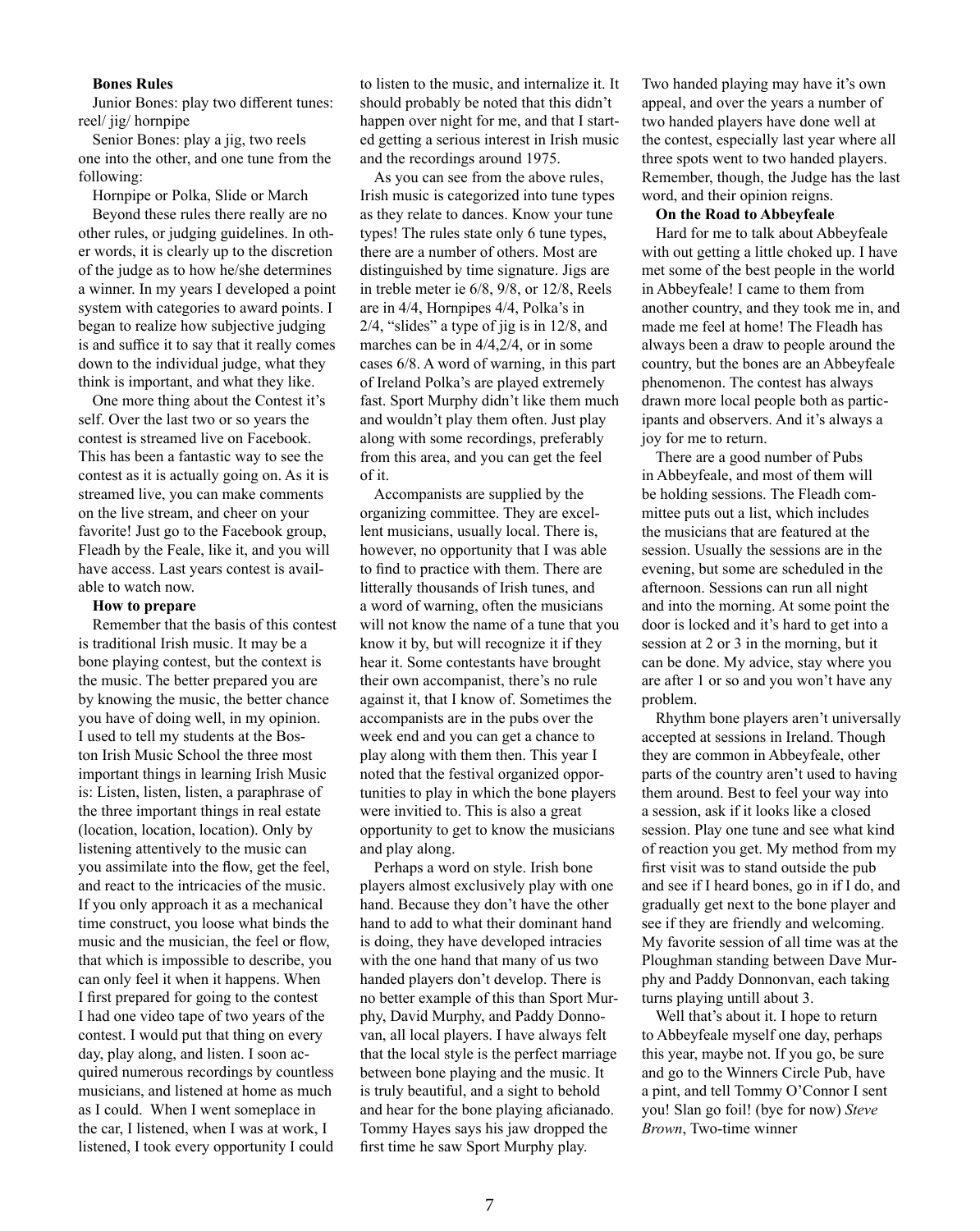**Bones Rules**

Junior Bones: play two different tunes: reel/ jig/ hornpipe

Senior Bones: play a jig, two reels one into the other, and one tune from the following:

Hornpipe or Polka, Slide or March

Beyond these rules there really are no other rules, or judging guidelines. In other words, it is clearly up to the discretion of the judge as to how he/she determines a winner. In my years I developed a point system with categories to award points. I began to realize how subjective judging is and suffice it to say that it really comes down to the individual judge, what they think is important, and what they like.

One more thing about the Contest it's self. Over the last two or so years the contest is streamed live on Facebook. This has been a fantastic way to see the contest as it is actually going on. As it is streamed live, you can make comments on the live stream, and cheer on your favorite! Just go to the Facebook group, Fleadh by the Feale, like it, and you will have access. Last years contest is available to watch now.

**How to prepare**

Remember that the basis of this contest is traditional Irish music. It may be a bone playing contest, but the context is the music. The better prepared you are by knowing the music, the better chance you have of doing well, in my opinion. I used to tell my students at the Boston Irish Music School the three most important things in learning Irish Music is: Listen, listen, listen, a paraphrase of the three important things in real estate (location, location, location). Only by listening attentively to the music can you assimilate into the flow, get the feel, and react to the intricacies of the music. If you only approach it as a mechanical time construct, you loose what binds the music and the musician, the feel or flow, that which is impossible to describe, you can only feel it when it happens. When I first prepared for going to the contest I had one video tape of two years of the contest. I would put that thing on every day, play along, and listen. I soon acquired numerous recordings by countless musicians, and listened at home as much as I could. When I went someplace in the car, I listened, when I was at work, I listened, I took every opportunity I could to listen to the music, and internalize it. It should probably be noted that this didn't happen over night for me, and that I started getting a serious interest in Irish music and the recordings around 1975.

As you can see from the above rules, Irish music is categorized into tune types as they relate to dances. Know your tune types! The rules state only 6 tune types, there are a number of others. Most are distinguished by time signature. Jigs are in treble meter ie 6/8, 9/8, or 12/8, Reels are in 4/4, Hornpipes 4/4, Polka's in 2/4, "slides" a type of jig is in 12/8, and marches can be in 4/4,2/4, or in some cases 6/8. A word of warning, in this part of Ireland Polka's are played extremely fast. Sport Murphy didn't like them much and wouldn't play them often. Just play along with some recordings, preferably from this area, and you can get the feel of it.

Accompanists are supplied by the organizing committee. They are excellent musicians, usually local. There is, however, no opportunity that I was able to find to practice with them. There are litterally thousands of Irish tunes, and a word of warning, often the musicians will not know the name of a tune that you know it by, but will recognize it if they hear it. Some contestants have brought their own accompanist, there's no rule against it, that I know of. Sometimes the accompanists are in the pubs over the week end and you can get a chance to play along with them then. This year I noted that the festival organized opportunities to play in which the bone players were invited to. This is also a great opportunity to get to know the musicians and play along.

Perhaps a word on style. Irish bone players almost exclusively play with one hand. Because they don't have the other hand to add to what their dominant hand is doing, they have developed intracies with the one hand that many of us two handed players don't develop. There is no better example of this than Sport Murphy, David Murphy, and Paddy Donnovan, all local players. I have always felt that the local style is the perfect marriage between bone playing and the music. It is truly beautiful, and a sight to behold and hear for the bone playing aficianado. Tommy Hayes says his jaw dropped the first time he saw Sport Murphy play.

Two handed playing may have it's own appeal, and over the years a number of two handed players have done well at the contest, especially last year where all three spots went to two handed players. Remember, though, the Judge has the last word, and their opinion reigns.

**On the Road to Abbeyfeale**

Hard for me to talk about Abbeyfeale with out getting a little choked up. I have met some of the best people in the world in Abbeyfeale! I came to them from another country, and they took me in, and made me feel at home! The Fleadh has always been a draw to people around the country, but the bones are an Abbeyfeale phenomenon. The contest has always drawn more local people both as participants and observers. And it's always a joy for me to return.

There are a good number of Pubs in Abbeyfeale, and most of them will be holding sessions. The Fleadh committee puts out a list, which includes the musicians that are featured at the session. Usually the sessions are in the evening, but some are scheduled in the afternoon. Sessions can run all night and into the morning. At some point the door is locked and it's hard to get into a session at 2 or 3 in the morning, but it can be done. My advice, stay where you are after 1 or so and you won't have any problem.

Rhythm bone players aren't universally accepted at sessions in Ireland. Though they are common in Abbeyfeale, other parts of the country aren't used to having them around. Best to feel your way into a session, ask if it looks like a closed session. Play one tune and see what kind of reaction you get. My method from my first visit was to stand outside the pub and see if I heard bones, go in if I do, and gradually get next to the bone player and see if they are friendly and welcoming. My favorite session of all time was at the Ploughman standing between Dave Murphy and Paddy Donnonvan, each taking turns playing untill about 3.

Well that's about it. I hope to return to Abbeyfeale myself one day, perhaps this year, maybe not. If you go, be sure and go to the Winners Circle Pub, have a pint, and tell Tommy O'Connor I sent you! Slan go foil! (bye for now) *Steve Brown*, Two-time winner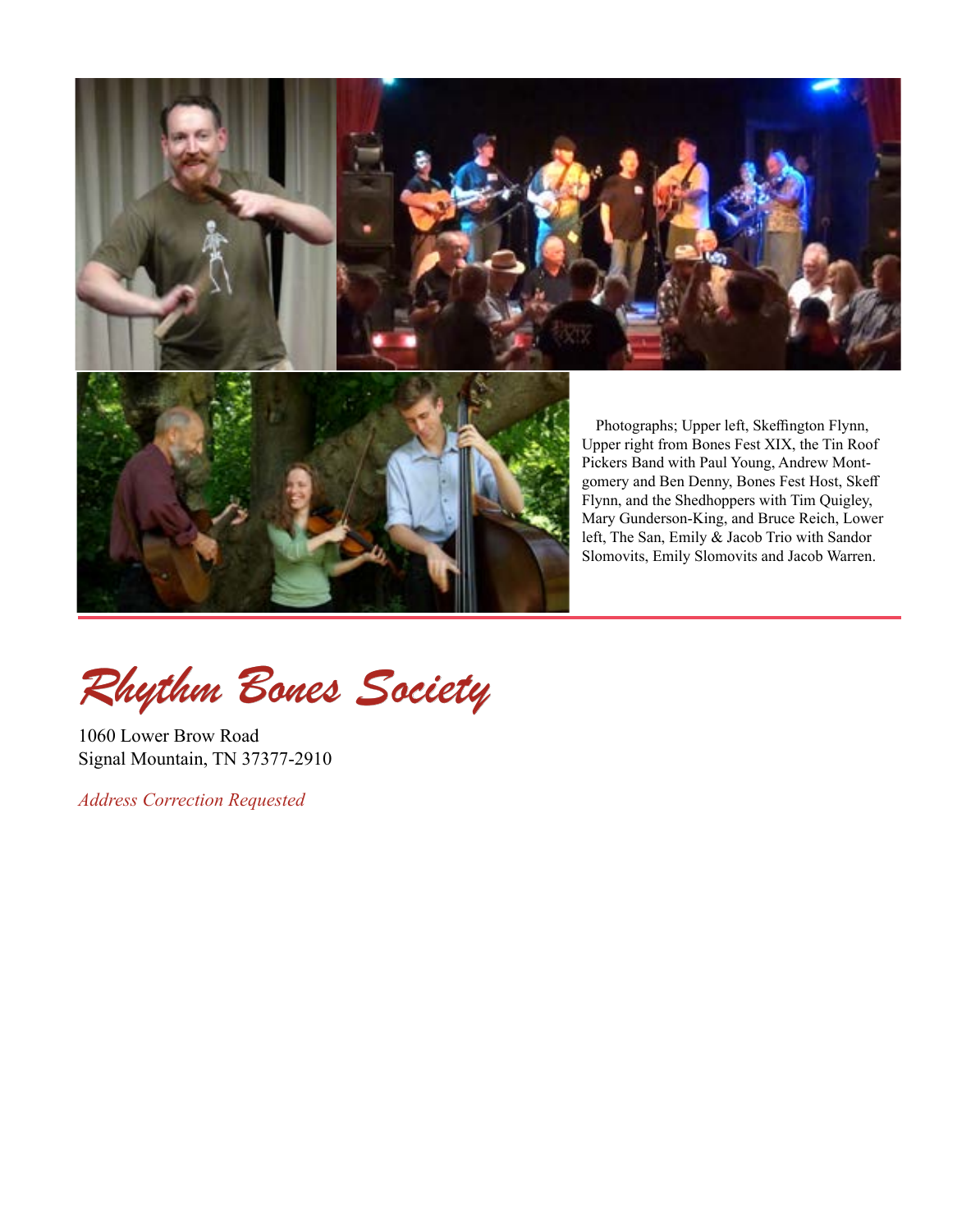Photographs; Upper left, Skeffington Flynn, Upper right from Bones Fest XIX, the Tin Roof Pickers Band with Paul Young, Andrew Montgomery and Ben Denny, Bones Fest Host, Skeff Flynn, and the Shedhoppers with Tim Quigley, Mary Gunderson-King, and Bruce Reich, Lower left, The San, Emily & Jacob Trio with Sandor Slomovits, Emily Slomovits and Jacob Warren.

*Rhythm Bones Society*

1060 Lower Brow Road
Signal Mountain, TN 37377-2910

*Address Correction Requested*